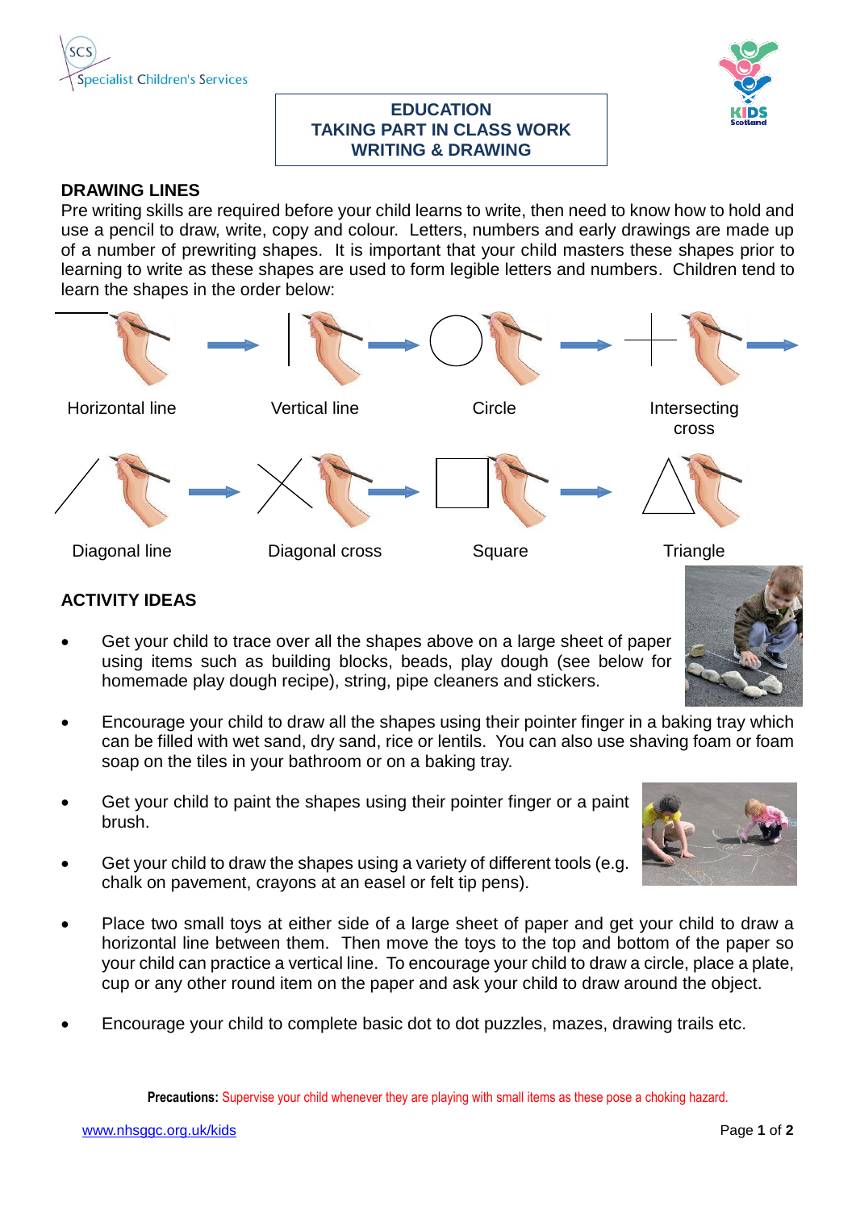# EDUCATION
# TAKING PART IN CLASS WORK
# WRITING & DRAWING

## DRAWING LINES

Pre writing skills are required before your child learns to write, then need to know how to hold and use a pencil to draw, write, copy and colour. Letters, numbers and early drawings are made up of a number of prewriting shapes. It is important that your child masters these shapes prior to learning to write as these shapes are used to form legible letters and numbers. Children tend to learn the shapes in the order below:

Horizontal line → Vertical line → Circle → Intersecting cross → Diagonal line → Diagonal cross → Square → Triangle

## ACTIVITY IDEAS

- Get your child to trace over all the shapes above on a large sheet of paper using items such as building blocks, beads, play dough (see below for homemade play dough recipe), string, pipe cleaners and stickers.
- Encourage your child to draw all the shapes using their pointer finger in a baking tray which can be filled with wet sand, dry sand, rice or lentils. You can also use shaving foam or foam soap on the tiles in your bathroom or on a baking tray.
- Get your child to paint the shapes using their pointer finger or a paint brush.
- Get your child to draw the shapes using a variety of different tools (e.g. chalk on pavement, crayons at an easel or felt tip pens).
- Place two small toys at either side of a large sheet of paper and get your child to draw a horizontal line between them. Then move the toys to the top and bottom of the paper so your child can practice a vertical line. To encourage your child to draw a circle, place a plate, cup or any other round item on the paper and ask your child to draw around the object.
- Encourage your child to complete basic dot to dot puzzles, mazes, drawing trails etc.

**Precautions:** Supervise your child whenever they are playing with small items as these pose a choking hazard.

www.nhsggc.org.uk/kids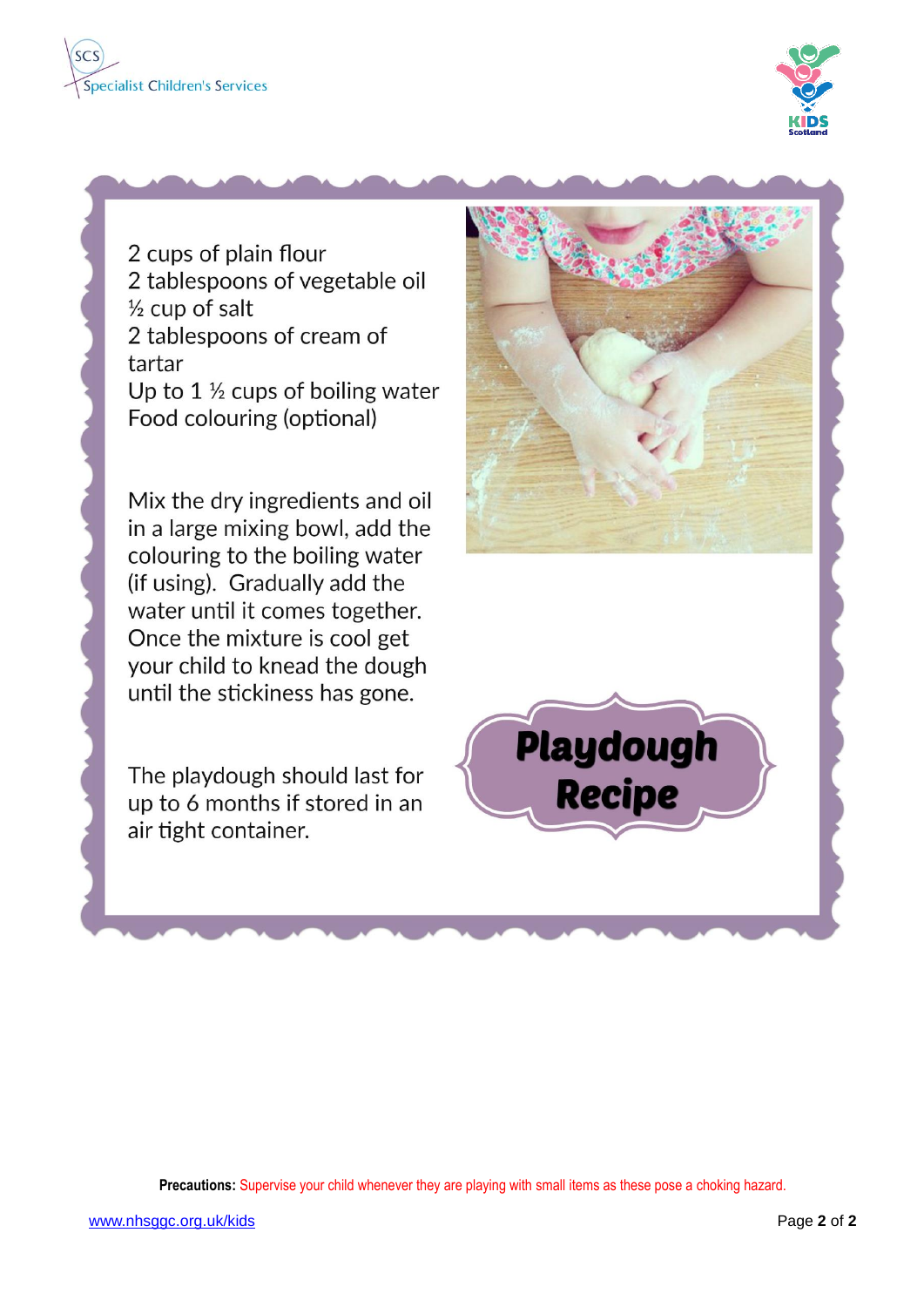# Playdough Recipe

- 2 cups of plain flour
- 2 tablespoons of vegetable oil
- ½ cup of salt
- 2 tablespoons of cream of tartar
- Up to 1 ½ cups of boiling water
- Food colouring (optional)

Mix the dry ingredients and oil in a large mixing bowl, add the colouring to the boiling water (if using). Gradually add the water until it comes together. Once the mixture is cool get your child to knead the dough until the stickiness has gone.

The playdough should last for up to 6 months if stored in an air tight container.

**Precautions:** Supervise your child whenever they are playing with small items as these pose a choking hazard.

www.nhsggc.org.uk/kids